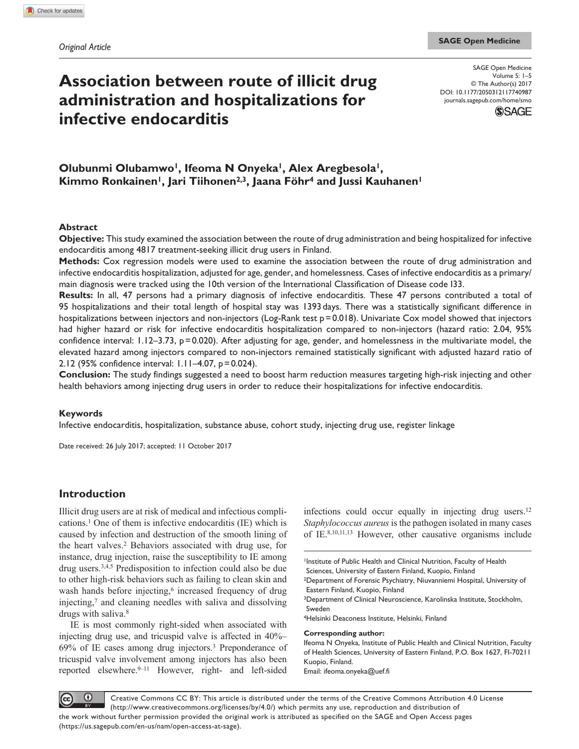*Original Article*

# Association between route of illicit drug administration and hospitalizations for infective endocarditis

**Olubunmi Olubamwo[1], Ifeoma N Onyeka[1], Alex Aregbesola[1], Kimmo Ronkainen[1], Jari Tiihonen[2,3], Jaana Föhr[4] and Jussi Kauhanen[1]**

## Abstract

**Objective:** This study examined the association between the route of drug administration and being hospitalized for infective endocarditis among 4817 treatment-seeking illicit drug users in Finland.

**Methods:** Cox regression models were used to examine the association between the route of drug administration and infective endocarditis hospitalization, adjusted for age, gender, and homelessness. Cases of infective endocarditis as a primary/main diagnosis were tracked using the 10th version of the International Classification of Disease code I33.

**Results:** In all, 47 persons had a primary diagnosis of infective endocarditis. These 47 persons contributed a total of 95 hospitalizations and their total length of hospital stay was 1393 days. There was a statistically significant difference in hospitalizations between injectors and non-injectors (Log-Rank test $p = 0.018$). Univariate Cox model showed that injectors had higher hazard or risk for infective endocarditis hospitalization compared to non-injectors (hazard ratio: 2.04, 95% confidence interval: 1.12–3.73, $p = 0.020$). After adjusting for age, gender, and homelessness in the multivariate model, the elevated hazard among injectors compared to non-injectors remained statistically significant with adjusted hazard ratio of 2.12 (95% confidence interval: 1.11–4.07, $p = 0.024$).

**Conclusion:** The study findings suggested a need to boost harm reduction measures targeting high-risk injecting and other health behaviors among injecting drug users in order to reduce their hospitalizations for infective endocarditis.

## Keywords

Infective endocarditis, hospitalization, substance abuse, cohort study, injecting drug use, register linkage

Date received: 26 July 2017; accepted: 11 October 2017

## Introduction

Illicit drug users are at risk of medical and infectious complications.[1] One of them is infective endocarditis (IE) which is caused by infection and destruction of the smooth lining of the heart valves.[2] Behaviors associated with drug use, for instance, drug injection, raise the susceptibility to IE among drug users.[3,4,5] Predisposition to infection could also be due to other high-risk behaviors such as failing to clean skin and wash hands before injecting,[6] increased frequency of drug injecting,[7] and cleaning needles with saliva and dissolving drugs with saliva.[8]

IE is most commonly right-sided when associated with injecting drug use, and tricuspid valve is affected in 40%–69% of IE cases among drug injectors.[3] Preponderance of tricuspid valve involvement among injectors has also been reported elsewhere.[9–11] However, right- and left-sided infections could occur equally in injecting drug users.[12] *Staphylococcus aureus* is the pathogen isolated in many cases of IE.[8,10,11,13] However, other causative organisms include

[1]Institute of Public Health and Clinical Nutrition, Faculty of Health Sciences, University of Eastern Finland, Kuopio, Finland
[2]Department of Forensic Psychiatry, Niuvanniemi Hospital, University of Eastern Finland, Kuopio, Finland
[3]Department of Clinical Neuroscience, Karolinska Institute, Stockholm, Sweden
[4]Helsinki Deaconess Institute, Helsinki, Finland

**Corresponding author:**
Ifeoma N Onyeka, Institute of Public Health and Clinical Nutrition, Faculty of Health Sciences, University of Eastern Finland, P.O. Box 1627, FI-70211 Kuopio, Finland.
Email: ifeoma.onyeka@uef.fi

Creative Commons CC BY: This article is distributed under the terms of the Creative Commons Attribution 4.0 License (http://www.creativecommons.org/licenses/by/4.0/) which permits any use, reproduction and distribution of the work without further permission provided the original work is attributed as specified on the SAGE and Open Access pages (https://us.sagepub.com/en-us/nam/open-access-at-sage).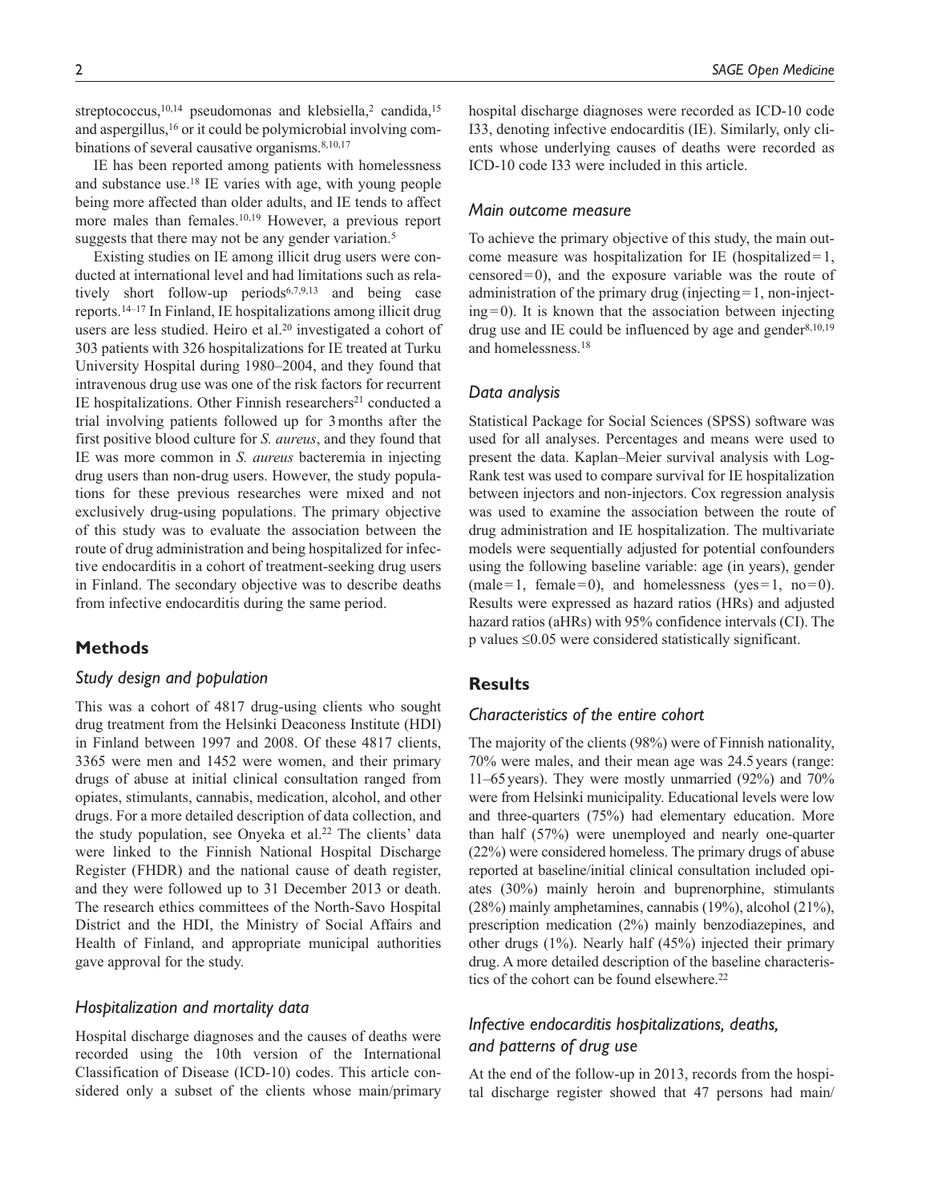streptococcus,[10,14] pseudomonas and klebsiella,[2] candida,[15] and aspergillus,[16] or it could be polymicrobial involving combinations of several causative organisms.[8,10,17]

IE has been reported among patients with homelessness and substance use.[18] IE varies with age, with young people being more affected than older adults, and IE tends to affect more males than females.[10,19] However, a previous report suggests that there may not be any gender variation.[5]

Existing studies on IE among illicit drug users were conducted at international level and had limitations such as relatively short follow-up periods[6,7,9,13] and being case reports.[14–17] In Finland, IE hospitalizations among illicit drug users are less studied. Heiro et al.[20] investigated a cohort of 303 patients with 326 hospitalizations for IE treated at Turku University Hospital during 1980–2004, and they found that intravenous drug use was one of the risk factors for recurrent IE hospitalizations. Other Finnish researchers[21] conducted a trial involving patients followed up for 3 months after the first positive blood culture for *S. aureus*, and they found that IE was more common in *S. aureus* bacteremia in injecting drug users than non-drug users. However, the study populations for these previous researches were mixed and not exclusively drug-using populations. The primary objective of this study was to evaluate the association between the route of drug administration and being hospitalized for infective endocarditis in a cohort of treatment-seeking drug users in Finland. The secondary objective was to describe deaths from infective endocarditis during the same period.

## Methods

### Study design and population

This was a cohort of 4817 drug-using clients who sought drug treatment from the Helsinki Deaconess Institute (HDI) in Finland between 1997 and 2008. Of these 4817 clients, 3365 were men and 1452 were women, and their primary drugs of abuse at initial clinical consultation ranged from opiates, stimulants, cannabis, medication, alcohol, and other drugs. For a more detailed description of data collection, and the study population, see Onyeka et al.[22] The clients' data were linked to the Finnish National Hospital Discharge Register (FHDR) and the national cause of death register, and they were followed up to 31 December 2013 or death. The research ethics committees of the North-Savo Hospital District and the HDI, the Ministry of Social Affairs and Health of Finland, and appropriate municipal authorities gave approval for the study.

### Hospitalization and mortality data

Hospital discharge diagnoses and the causes of deaths were recorded using the 10th version of the International Classification of Disease (ICD-10) codes. This article considered only a subset of the clients whose main/primary hospital discharge diagnoses were recorded as ICD-10 code I33, denoting infective endocarditis (IE). Similarly, only clients whose underlying causes of deaths were recorded as ICD-10 code I33 were included in this article.

### Main outcome measure

To achieve the primary objective of this study, the main outcome measure was hospitalization for IE (hospitalized = 1, censored = 0), and the exposure variable was the route of administration of the primary drug (injecting = 1, non-injecting = 0). It is known that the association between injecting drug use and IE could be influenced by age and gender[8,10,19] and homelessness.[18]

### Data analysis

Statistical Package for Social Sciences (SPSS) software was used for all analyses. Percentages and means were used to present the data. Kaplan–Meier survival analysis with Log-Rank test was used to compare survival for IE hospitalization between injectors and non-injectors. Cox regression analysis was used to examine the association between the route of drug administration and IE hospitalization. The multivariate models were sequentially adjusted for potential confounders using the following baseline variable: age (in years), gender (male = 1, female = 0), and homelessness (yes = 1, no = 0). Results were expressed as hazard ratios (HRs) and adjusted hazard ratios (aHRs) with 95% confidence intervals (CI). The p values $\leq 0.05$ were considered statistically significant.

## Results

### Characteristics of the entire cohort

The majority of the clients (98%) were of Finnish nationality, 70% were males, and their mean age was 24.5 years (range: 11–65 years). They were mostly unmarried (92%) and 70% were from Helsinki municipality. Educational levels were low and three-quarters (75%) had elementary education. More than half (57%) were unemployed and nearly one-quarter (22%) were considered homeless. The primary drugs of abuse reported at baseline/initial clinical consultation included opiates (30%) mainly heroin and buprenorphine, stimulants (28%) mainly amphetamines, cannabis (19%), alcohol (21%), prescription medication (2%) mainly benzodiazepines, and other drugs (1%). Nearly half (45%) injected their primary drug. A more detailed description of the baseline characteristics of the cohort can be found elsewhere.[22]

### Infective endocarditis hospitalizations, deaths, and patterns of drug use

At the end of the follow-up in 2013, records from the hospital discharge register showed that 47 persons had main/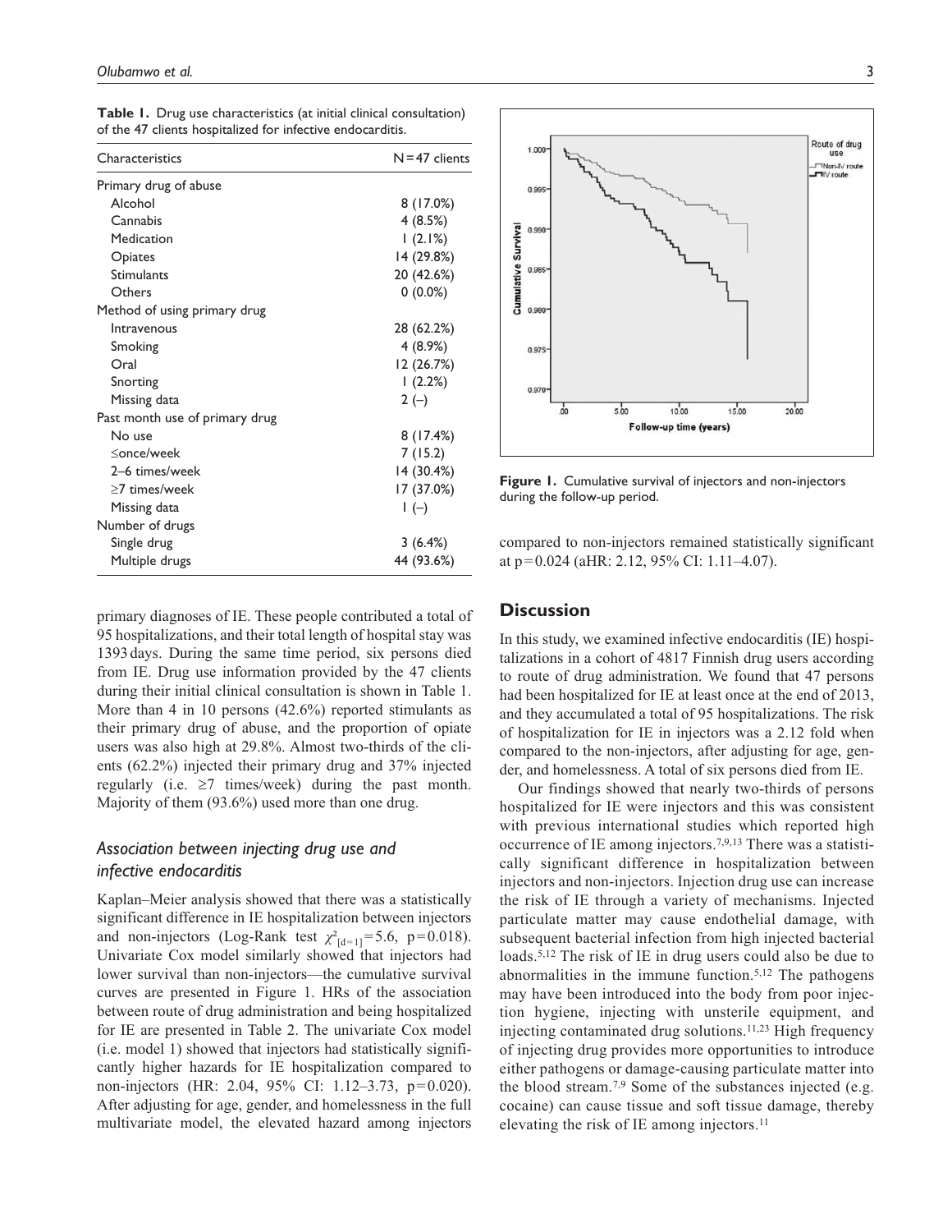**Table 1.** Drug use characteristics (at initial clinical consultation) of the 47 clients hospitalized for infective endocarditis.

| Characteristics | N=47 clients |
|---|---|
| Primary drug of abuse | |
| Alcohol | 8 (17.0%) |
| Cannabis | 4 (8.5%) |
| Medication | 1 (2.1%) |
| Opiates | 14 (29.8%) |
| Stimulants | 20 (42.6%) |
| Others | 0 (0.0%) |
| Method of using primary drug | |
| Intravenous | 28 (62.2%) |
| Smoking | 4 (8.9%) |
| Oral | 12 (26.7%) |
| Snorting | 1 (2.2%) |
| Missing data | 2 (–) |
| Past month use of primary drug | |
| No use | 8 (17.4%) |
| ≤once/week | 7 (15.2) |
| 2–6 times/week | 14 (30.4%) |
| ≥7 times/week | 17 (37.0%) |
| Missing data | 1 (–) |
| Number of drugs | |
| Single drug | 3 (6.4%) |
| Multiple drugs | 44 (93.6%) |

primary diagnoses of IE. These people contributed a total of 95 hospitalizations, and their total length of hospital stay was 1393 days. During the same time period, six persons died from IE. Drug use information provided by the 47 clients during their initial clinical consultation is shown in Table 1. More than 4 in 10 persons (42.6%) reported stimulants as their primary drug of abuse, and the proportion of opiate users was also high at 29.8%. Almost two-thirds of the clients (62.2%) injected their primary drug and 37% injected regularly (i.e. ≥7 times/week) during the past month. Majority of them (93.6%) used more than one drug.

### *Association between injecting drug use and infective endocarditis*

Kaplan–Meier analysis showed that there was a statistically significant difference in IE hospitalization between injectors and non-injectors (Log-Rank test $\chi^2_{[d=1]}=5.6$, $p=0.018$). Univariate Cox model similarly showed that injectors had lower survival than non-injectors—the cumulative survival curves are presented in Figure 1. HRs of the association between route of drug administration and being hospitalized for IE are presented in Table 2. The univariate Cox model (i.e. model 1) showed that injectors had statistically significantly higher hazards for IE hospitalization compared to non-injectors (HR: 2.04, 95% CI: 1.12–3.73, $p=0.020$). After adjusting for age, gender, and homelessness in the full multivariate model, the elevated hazard among injectors compared to non-injectors remained statistically significant at $p=0.024$ (aHR: 2.12, 95% CI: 1.11–4.07).

**Figure 1.** Cumulative survival of injectors and non-injectors during the follow-up period.

## Discussion

In this study, we examined infective endocarditis (IE) hospitalizations in a cohort of 4817 Finnish drug users according to route of drug administration. We found that 47 persons had been hospitalized for IE at least once at the end of 2013, and they accumulated a total of 95 hospitalizations. The risk of hospitalization for IE in injectors was a 2.12 fold when compared to the non-injectors, after adjusting for age, gender, and homelessness. A total of six persons died from IE.

Our findings showed that nearly two-thirds of persons hospitalized for IE were injectors and this was consistent with previous international studies which reported high occurrence of IE among injectors.[7,9,13] There was a statistically significant difference in hospitalization between injectors and non-injectors. Injection drug use can increase the risk of IE through a variety of mechanisms. Injected particulate matter may cause endothelial damage, with subsequent bacterial infection from high injected bacterial loads.[5,12] The risk of IE in drug users could also be due to abnormalities in the immune function.[5,12] The pathogens may have been introduced into the body from poor injection hygiene, injecting with unsterile equipment, and injecting contaminated drug solutions.[11,23] High frequency of injecting drug provides more opportunities to introduce either pathogens or damage-causing particulate matter into the blood stream.[7,9] Some of the substances injected (e.g. cocaine) can cause tissue and soft tissue damage, thereby elevating the risk of IE among injectors.[11]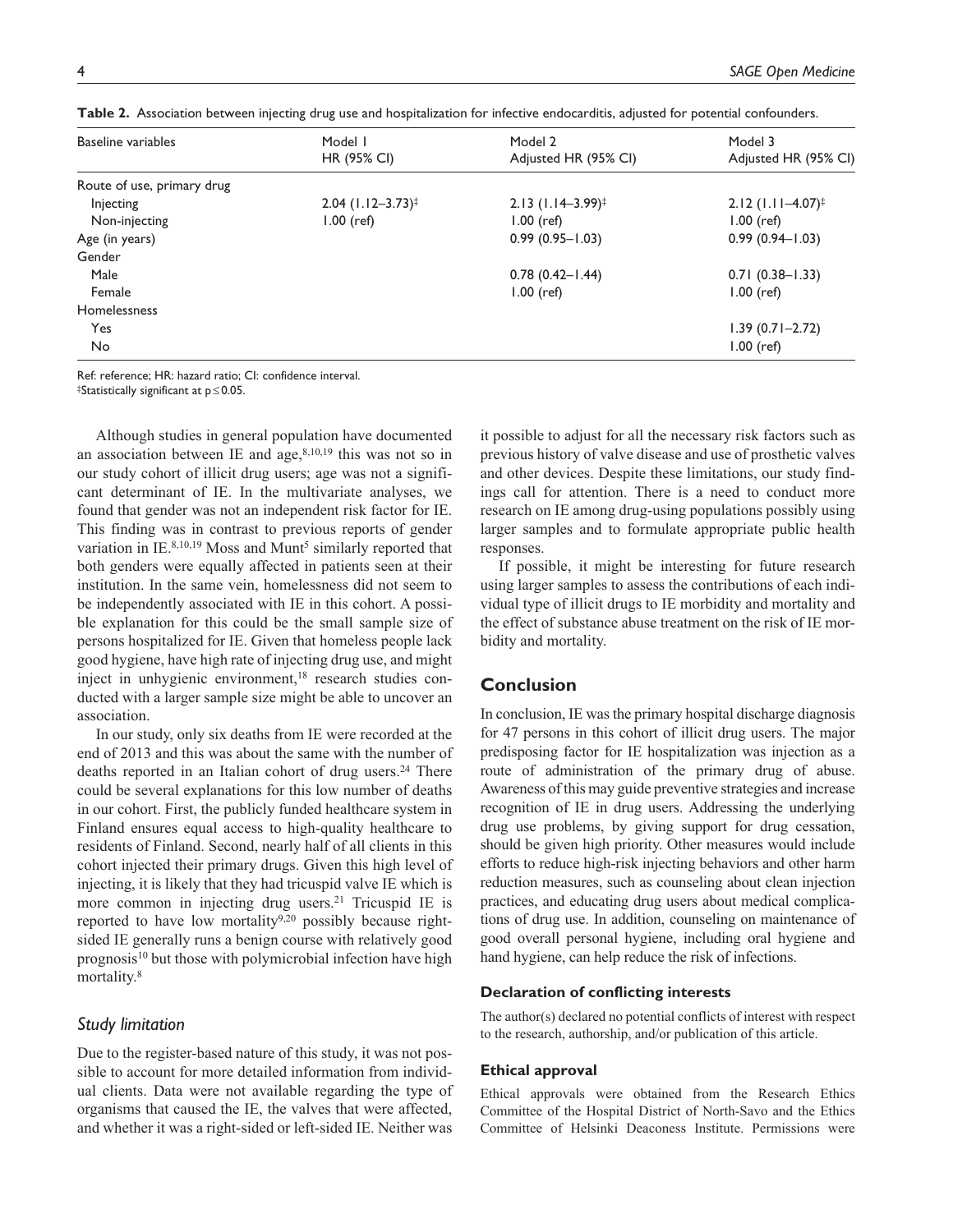**Table 2.** Association between injecting drug use and hospitalization for infective endocarditis, adjusted for potential confounders.

| Baseline variables | Model 1 HR (95% CI) | Model 2 Adjusted HR (95% CI) | Model 3 Adjusted HR (95% CI) |
|---|---|---|---|
| Route of use, primary drug | | | |
| Injecting | 2.04 (1.12–3.73)‡ | 2.13 (1.14–3.99)‡ | 2.12 (1.11–4.07)‡ |
| Non-injecting | 1.00 (ref) | 1.00 (ref) | 1.00 (ref) |
| Age (in years) | | 0.99 (0.95–1.03) | 0.99 (0.94–1.03) |
| Gender | | | |
| Male | | 0.78 (0.42–1.44) | 0.71 (0.38–1.33) |
| Female | | 1.00 (ref) | 1.00 (ref) |
| Homelessness | | | |
| Yes | | | 1.39 (0.71–2.72) |
| No | | | 1.00 (ref) |

Ref: reference; HR: hazard ratio; CI: confidence interval.
‡Statistically significant at $p \leq 0.05$.

Although studies in general population have documented an association between IE and age,[8,10,19] this was not so in our study cohort of illicit drug users; age was not a significant determinant of IE. In the multivariate analyses, we found that gender was not an independent risk factor for IE. This finding was in contrast to previous reports of gender variation in IE.[8,10,19] Moss and Munt[5] similarly reported that both genders were equally affected in patients seen at their institution. In the same vein, homelessness did not seem to be independently associated with IE in this cohort. A possible explanation for this could be the small sample size of persons hospitalized for IE. Given that homeless people lack good hygiene, have high rate of injecting drug use, and might inject in unhygienic environment,[18] research studies conducted with a larger sample size might be able to uncover an association.

In our study, only six deaths from IE were recorded at the end of 2013 and this was about the same with the number of deaths reported in an Italian cohort of drug users.[24] There could be several explanations for this low number of deaths in our cohort. First, the publicly funded healthcare system in Finland ensures equal access to high-quality healthcare to residents of Finland. Second, nearly half of all clients in this cohort injected their primary drugs. Given this high level of injecting, it is likely that they had tricuspid valve IE which is more common in injecting drug users.[21] Tricuspid IE is reported to have low mortality[9,20] possibly because right-sided IE generally runs a benign course with relatively good prognosis[10] but those with polymicrobial infection have high mortality.[8]

### *Study limitation*

Due to the register-based nature of this study, it was not possible to account for more detailed information from individual clients. Data were not available regarding the type of organisms that caused the IE, the valves that were affected, and whether it was a right-sided or left-sided IE. Neither was it possible to adjust for all the necessary risk factors such as previous history of valve disease and use of prosthetic valves and other devices. Despite these limitations, our study findings call for attention. There is a need to conduct more research on IE among drug-using populations possibly using larger samples and to formulate appropriate public health responses.

If possible, it might be interesting for future research using larger samples to assess the contributions of each individual type of illicit drugs to IE morbidity and mortality and the effect of substance abuse treatment on the risk of IE morbidity and mortality.

## Conclusion

In conclusion, IE was the primary hospital discharge diagnosis for 47 persons in this cohort of illicit drug users. The major predisposing factor for IE hospitalization was injection as a route of administration of the primary drug of abuse. Awareness of this may guide preventive strategies and increase recognition of IE in drug users. Addressing the underlying drug use problems, by giving support for drug cessation, should be given high priority. Other measures would include efforts to reduce high-risk injecting behaviors and other harm reduction measures, such as counseling about clean injection practices, and educating drug users about medical complications of drug use. In addition, counseling on maintenance of good overall personal hygiene, including oral hygiene and hand hygiene, can help reduce the risk of infections.

### Declaration of conflicting interests

The author(s) declared no potential conflicts of interest with respect to the research, authorship, and/or publication of this article.

### Ethical approval

Ethical approvals were obtained from the Research Ethics Committee of the Hospital District of North-Savo and the Ethics Committee of Helsinki Deaconess Institute. Permissions were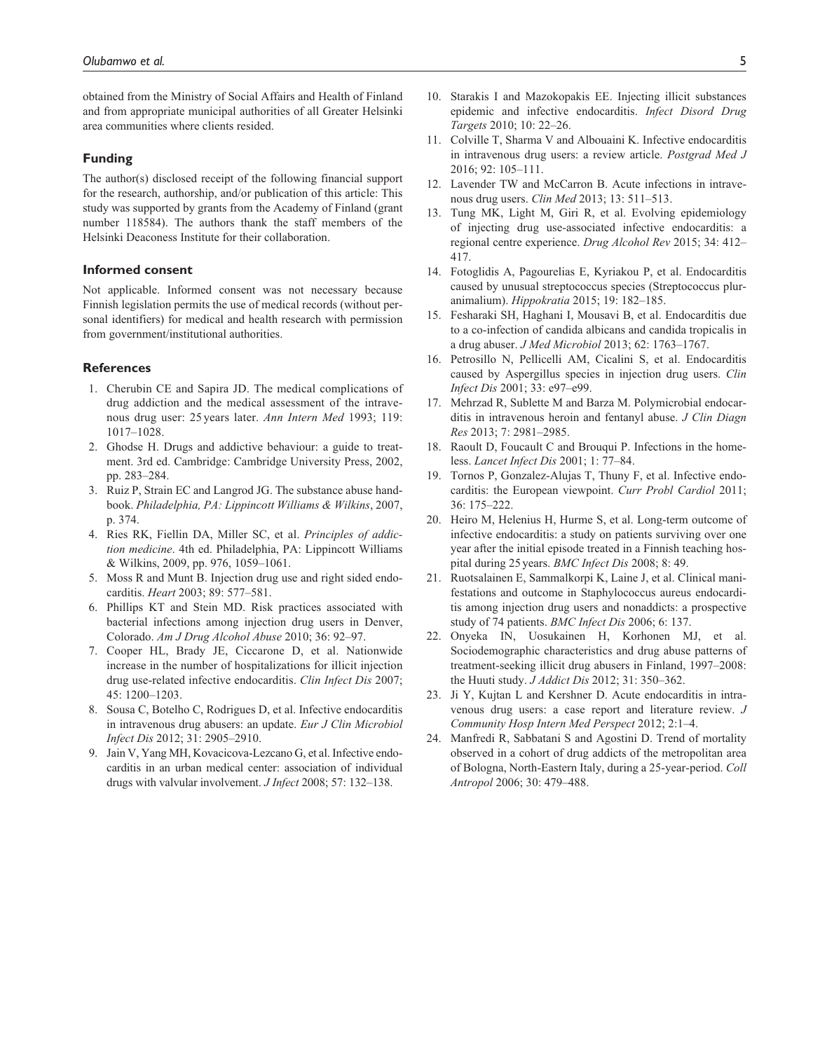obtained from the Ministry of Social Affairs and Health of Finland and from appropriate municipal authorities of all Greater Helsinki area communities where clients resided.

## Funding

The author(s) disclosed receipt of the following financial support for the research, authorship, and/or publication of this article: This study was supported by grants from the Academy of Finland (grant number 118584). The authors thank the staff members of the Helsinki Deaconess Institute for their collaboration.

## Informed consent

Not applicable. Informed consent was not necessary because Finnish legislation permits the use of medical records (without personal identifiers) for medical and health research with permission from government/institutional authorities.

## References

1. Cherubin CE and Sapira JD. The medical complications of drug addiction and the medical assessment of the intravenous drug user: 25 years later. *Ann Intern Med* 1993; 119: 1017–1028.
2. Ghodse H. Drugs and addictive behaviour: a guide to treatment. 3rd ed. Cambridge: Cambridge University Press, 2002, pp. 283–284.
3. Ruiz P, Strain EC and Langrod JG. The substance abuse handbook. *Philadelphia, PA: Lippincott Williams & Wilkins*, 2007, p. 374.
4. Ries RK, Fiellin DA, Miller SC, et al. *Principles of addiction medicine*. 4th ed. Philadelphia, PA: Lippincott Williams & Wilkins, 2009, pp. 976, 1059–1061.
5. Moss R and Munt B. Injection drug use and right sided endocarditis. *Heart* 2003; 89: 577–581.
6. Phillips KT and Stein MD. Risk practices associated with bacterial infections among injection drug users in Denver, Colorado. *Am J Drug Alcohol Abuse* 2010; 36: 92–97.
7. Cooper HL, Brady JE, Ciccarone D, et al. Nationwide increase in the number of hospitalizations for illicit injection drug use-related infective endocarditis. *Clin Infect Dis* 2007; 45: 1200–1203.
8. Sousa C, Botelho C, Rodrigues D, et al. Infective endocarditis in intravenous drug abusers: an update. *Eur J Clin Microbiol Infect Dis* 2012; 31: 2905–2910.
9. Jain V, Yang MH, Kovacicova-Lezcano G, et al. Infective endocarditis in an urban medical center: association of individual drugs with valvular involvement. *J Infect* 2008; 57: 132–138.
10. Starakis I and Mazokopakis EE. Injecting illicit substances epidemic and infective endocarditis. *Infect Disord Drug Targets* 2010; 10: 22–26.
11. Colville T, Sharma V and Albouaini K. Infective endocarditis in intravenous drug users: a review article. *Postgrad Med J* 2016; 92: 105–111.
12. Lavender TW and McCarron B. Acute infections in intravenous drug users. *Clin Med* 2013; 13: 511–513.
13. Tung MK, Light M, Giri R, et al. Evolving epidemiology of injecting drug use-associated infective endocarditis: a regional centre experience. *Drug Alcohol Rev* 2015; 34: 412–417.
14. Fotoglidis A, Pagourelias E, Kyriakou P, et al. Endocarditis caused by unusual streptococcus species (Streptococcus pluranimalium). *Hippokratia* 2015; 19: 182–185.
15. Fesharaki SH, Haghani I, Mousavi B, et al. Endocarditis due to a co-infection of candida albicans and candida tropicalis in a drug abuser. *J Med Microbiol* 2013; 62: 1763–1767.
16. Petrosillo N, Pellicelli AM, Cicalini S, et al. Endocarditis caused by Aspergillus species in injection drug users. *Clin Infect Dis* 2001; 33: e97–e99.
17. Mehrzad R, Sublette M and Barza M. Polymicrobial endocarditis in intravenous heroin and fentanyl abuse. *J Clin Diagn Res* 2013; 7: 2981–2985.
18. Raoult D, Foucault C and Brouqui P. Infections in the homeless. *Lancet Infect Dis* 2001; 1: 77–84.
19. Tornos P, Gonzalez-Alujas T, Thuny F, et al. Infective endocarditis: the European viewpoint. *Curr Probl Cardiol* 2011; 36: 175–222.
20. Heiro M, Helenius H, Hurme S, et al. Long-term outcome of infective endocarditis: a study on patients surviving over one year after the initial episode treated in a Finnish teaching hospital during 25 years. *BMC Infect Dis* 2008; 8: 49.
21. Ruotsalainen E, Sammalkorpi K, Laine J, et al. Clinical manifestations and outcome in Staphylococcus aureus endocarditis among injection drug users and nonaddicts: a prospective study of 74 patients. *BMC Infect Dis* 2006; 6: 137.
22. Onyeka IN, Uosukainen H, Korhonen MJ, et al. Sociodemographic characteristics and drug abuse patterns of treatment-seeking illicit drug abusers in Finland, 1997–2008: the Huuti study. *J Addict Dis* 2012; 31: 350–362.
23. Ji Y, Kujtan L and Kershner D. Acute endocarditis in intravenous drug users: a case report and literature review. *J Community Hosp Intern Med Perspect* 2012; 2:1–4.
24. Manfredi R, Sabbatani S and Agostini D. Trend of mortality observed in a cohort of drug addicts of the metropolitan area of Bologna, North-Eastern Italy, during a 25-year-period. *Coll Antropol* 2006; 30: 479–488.